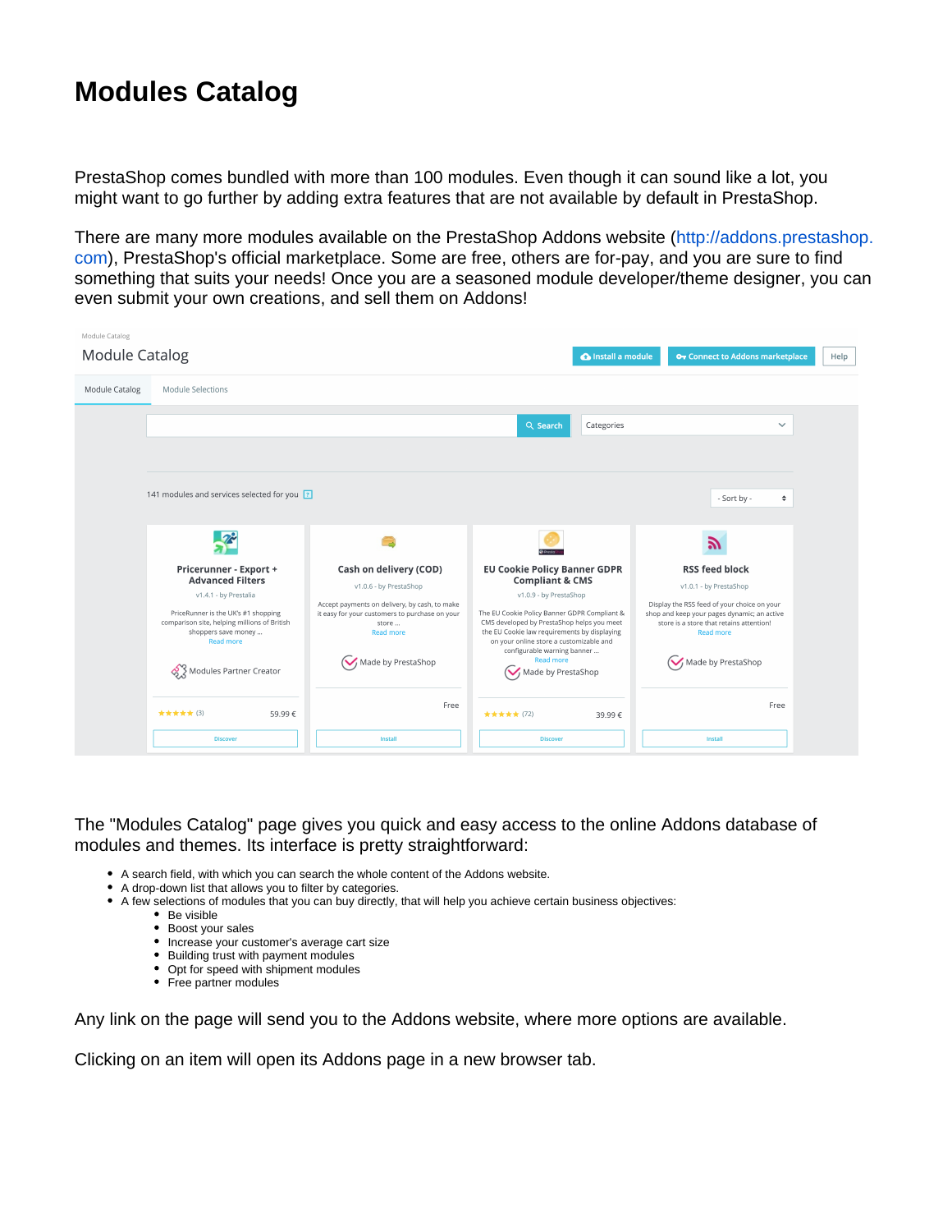# Modules Catalog

PrestaShop comes bundled with more than 100 modules. Even though it can sound like a lot, you might want to go further by adding extra features that are not available by default in PrestaShop.

There are many more modules available on the PrestaShop Addons website (http://addons.prestashop.com), PrestaShop's official marketplace. Some are free, others are for-pay, and you are sure to find something that suits your needs! Once you are a seasoned module developer/theme designer, you can even submit your own creations, and sell them on Addons!

The "Modules Catalog" page gives you quick and easy access to the online Addons database of modules and themes. Its interface is pretty straightforward:

- A search field, with which you can search the whole content of the Addons website.
- A drop-down list that allows you to filter by categories.
- A few selections of modules that you can buy directly, that will help you achieve certain business objectives:
  - Be visible
  - Boost your sales
  - Increase your customer's average cart size
  - Building trust with payment modules
  - Opt for speed with shipment modules
  - Free partner modules

Any link on the page will send you to the Addons website, where more options are available.

Clicking on an item will open its Addons page in a new browser tab.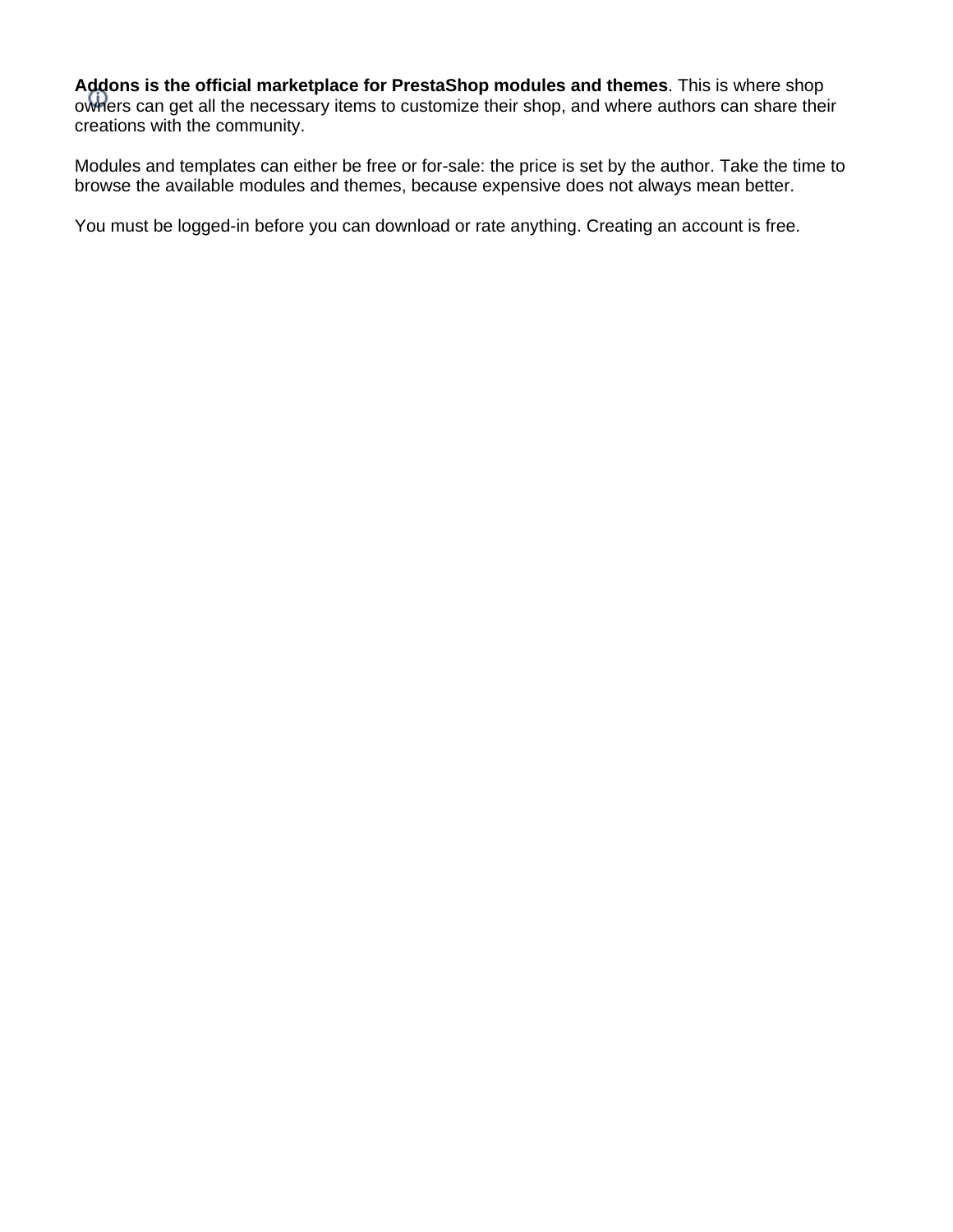**Addons is the official marketplace for PrestaShop modules and themes**. This is where shop owners can get all the necessary items to customize their shop, and where authors can share their creations with the community.

Modules and templates can either be free or for-sale: the price is set by the author. Take the time to browse the available modules and themes, because expensive does not always mean better.

You must be logged-in before you can download or rate anything. Creating an account is free.